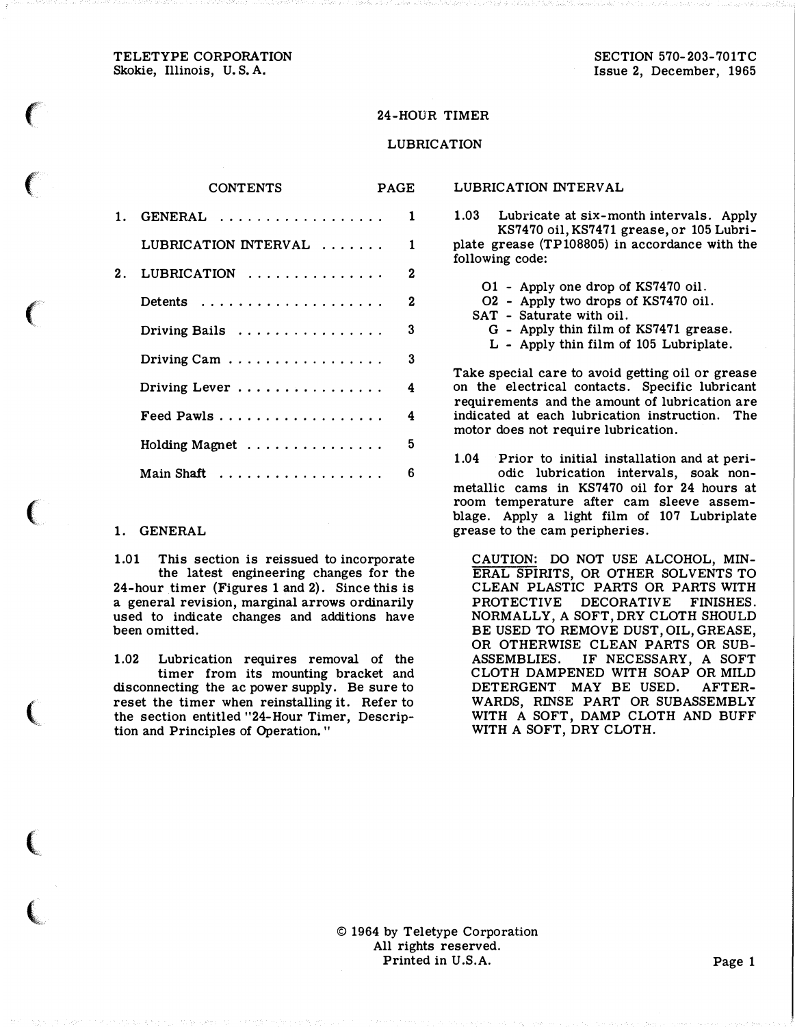TELETYPE CORPORATION
Skokie, Illinois, U.S.A.

SECTION 570-203-701TC
Issue 2, December, 1965

# 24-HOUR TIMER

## LUBRICATION

| CONTENTS | PAGE |
|---|---|
| 1. GENERAL | 1 |
| LUBRICATION INTERVAL | 1 |
| 2. LUBRICATION | 2 |
| Detents | 2 |
| Driving Bails | 3 |
| Driving Cam | 3 |
| Driving Lever | 4 |
| Feed Pawls | 4 |
| Holding Magnet | 5 |
| Main Shaft | 6 |

## 1. GENERAL

1.01 This section is reissued to incorporate the latest engineering changes for the 24-hour timer (Figures 1 and 2). Since this is a general revision, marginal arrows ordinarily used to indicate changes and additions have been omitted.

1.02 Lubrication requires removal of the timer from its mounting bracket and disconnecting the ac power supply. Be sure to reset the timer when reinstalling it. Refer to the section entitled "24-Hour Timer, Description and Principles of Operation."

### LUBRICATION INTERVAL

1.03 Lubricate at six-month intervals. Apply KS7470 oil, KS7471 grease, or 105 Lubriplate grease (TP108805) in accordance with the following code:

- O1 - Apply one drop of KS7470 oil.
- O2 - Apply two drops of KS7470 oil.
- SAT - Saturate with oil.
- G - Apply thin film of KS7471 grease.
- L - Apply thin film of 105 Lubriplate.

Take special care to avoid getting oil or grease on the electrical contacts. Specific lubricant requirements and the amount of lubrication are indicated at each lubrication instruction. The motor does not require lubrication.

1.04 Prior to initial installation and at periodic lubrication intervals, soak nonmetallic cams in KS7470 oil for 24 hours at room temperature after cam sleeve assemblage. Apply a light film of 107 Lubriplate grease to the cam peripheries.

CAUTION: DO NOT USE ALCOHOL, MINERAL SPIRITS, OR OTHER SOLVENTS TO CLEAN PLASTIC PARTS OR PARTS WITH PROTECTIVE DECORATIVE FINISHES. NORMALLY, A SOFT, DRY CLOTH SHOULD BE USED TO REMOVE DUST, OIL, GREASE, OR OTHERWISE CLEAN PARTS OR SUBASSEMBLIES. IF NECESSARY, A SOFT CLOTH DAMPENED WITH SOAP OR MILD DETERGENT MAY BE USED. AFTERWARDS, RINSE PART OR SUBASSEMBLY WITH A SOFT, DAMP CLOTH AND BUFF WITH A SOFT, DRY CLOTH.

© 1964 by Teletype Corporation
All rights reserved.
Printed in U.S.A.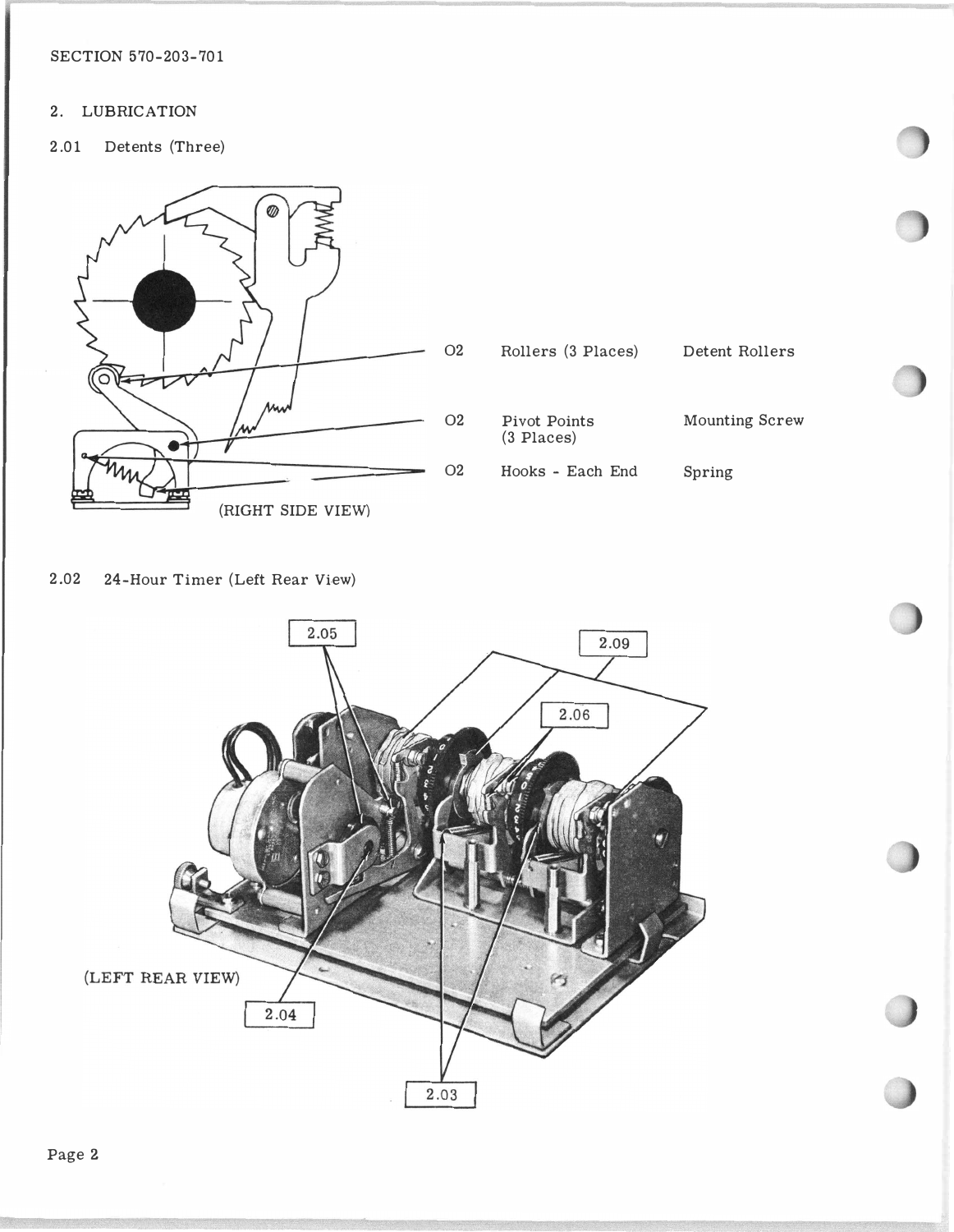## 2. LUBRICATION

### 2.01 Detents (Three)

| | | |
|---|---|---|
| O2 | Rollers (3 Places) | Detent Rollers |
| O2 | Pivot Points (3 Places) | Mounting Screw |
| O2 | Hooks - Each End | Spring |

(RIGHT SIDE VIEW)

### 2.02 24-Hour Timer (Left Rear View)

(LEFT REAR VIEW)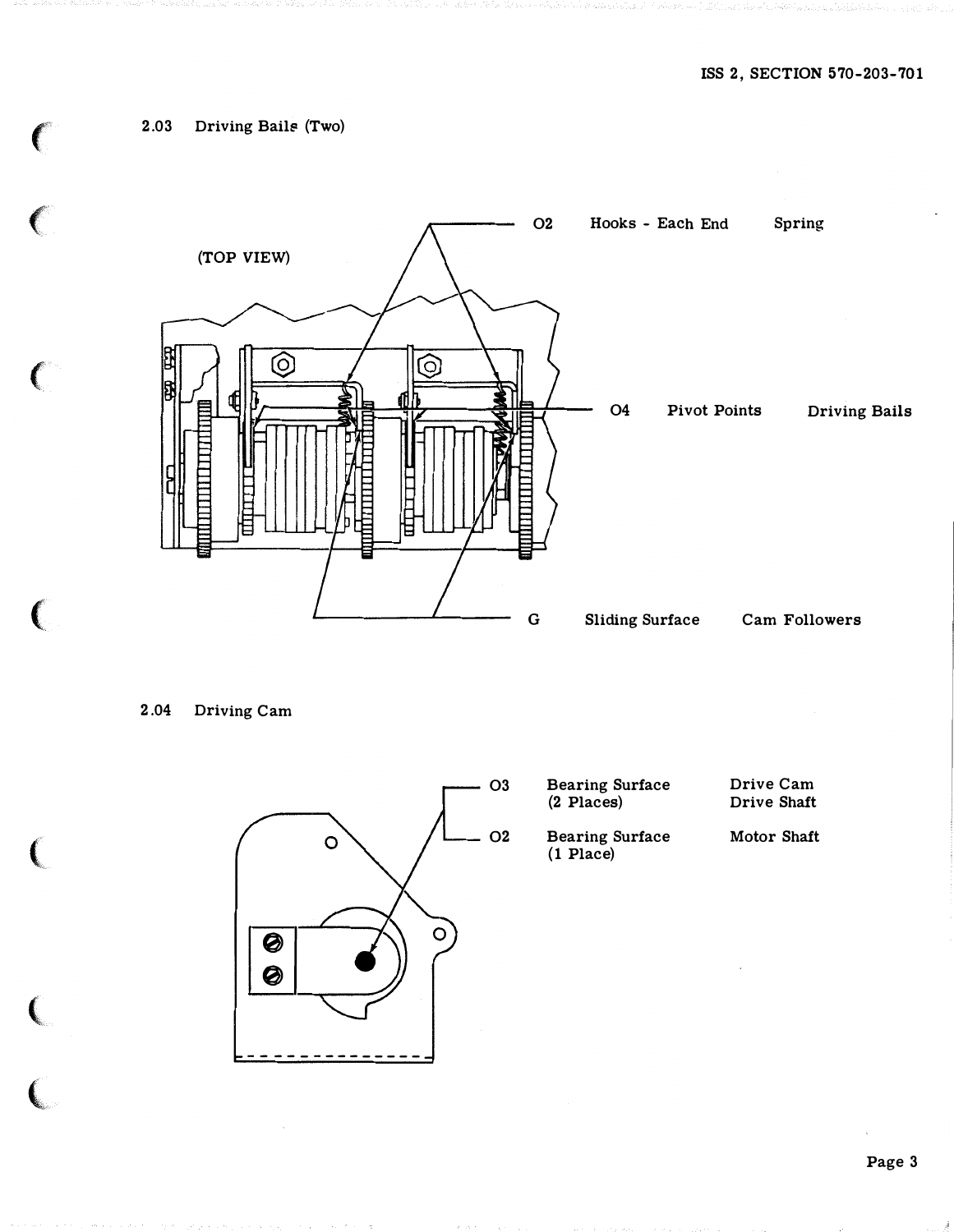2.03 Driving Bails (Two)

(TOP VIEW)

| | | |
|---|---|---|
| O2 | Hooks - Each End | Spring |
| O4 | Pivot Points | Driving Bails |
| G | Sliding Surface | Cam Followers |

2.04 Driving Cam

| | | |
|---|---|---|
| O3 | Bearing Surface (2 Places) | Drive Cam Drive Shaft |
| O2 | Bearing Surface (1 Place) | Motor Shaft |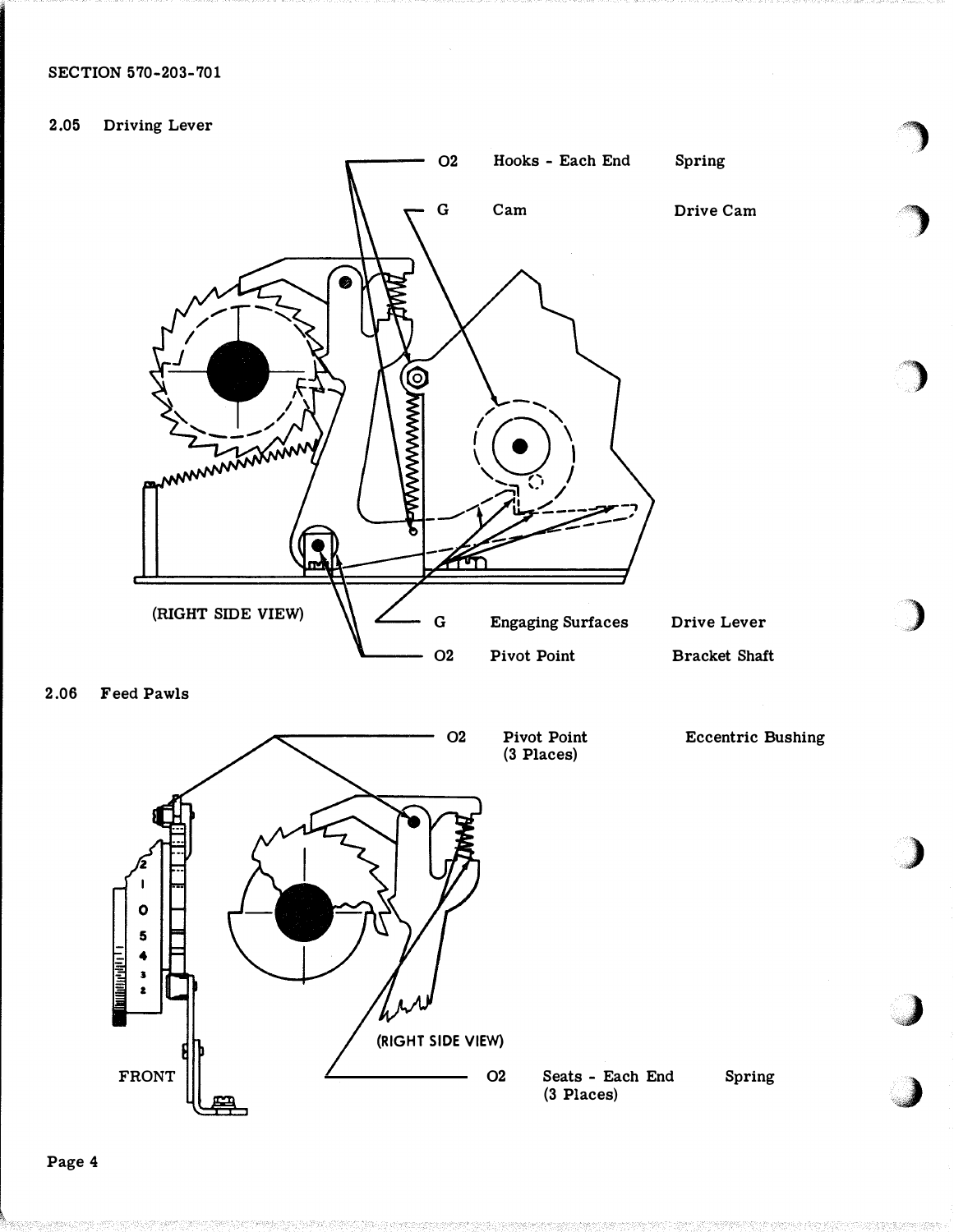2.05 Driving Lever

| | | |
|---|---|---|
| O2 | Hooks - Each End | Spring |
| G | Cam | Drive Cam |
| G | Engaging Surfaces | Drive Lever |
| O2 | Pivot Point | Bracket Shaft |

(RIGHT SIDE VIEW)

2.06 Feed Pawls

| | | |
|---|---|---|
| O2 | Pivot Point (3 Places) | Eccentric Bushing |
| O2 | Seats - Each End (3 Places) | Spring |

FRONT

(RIGHT SIDE VIEW)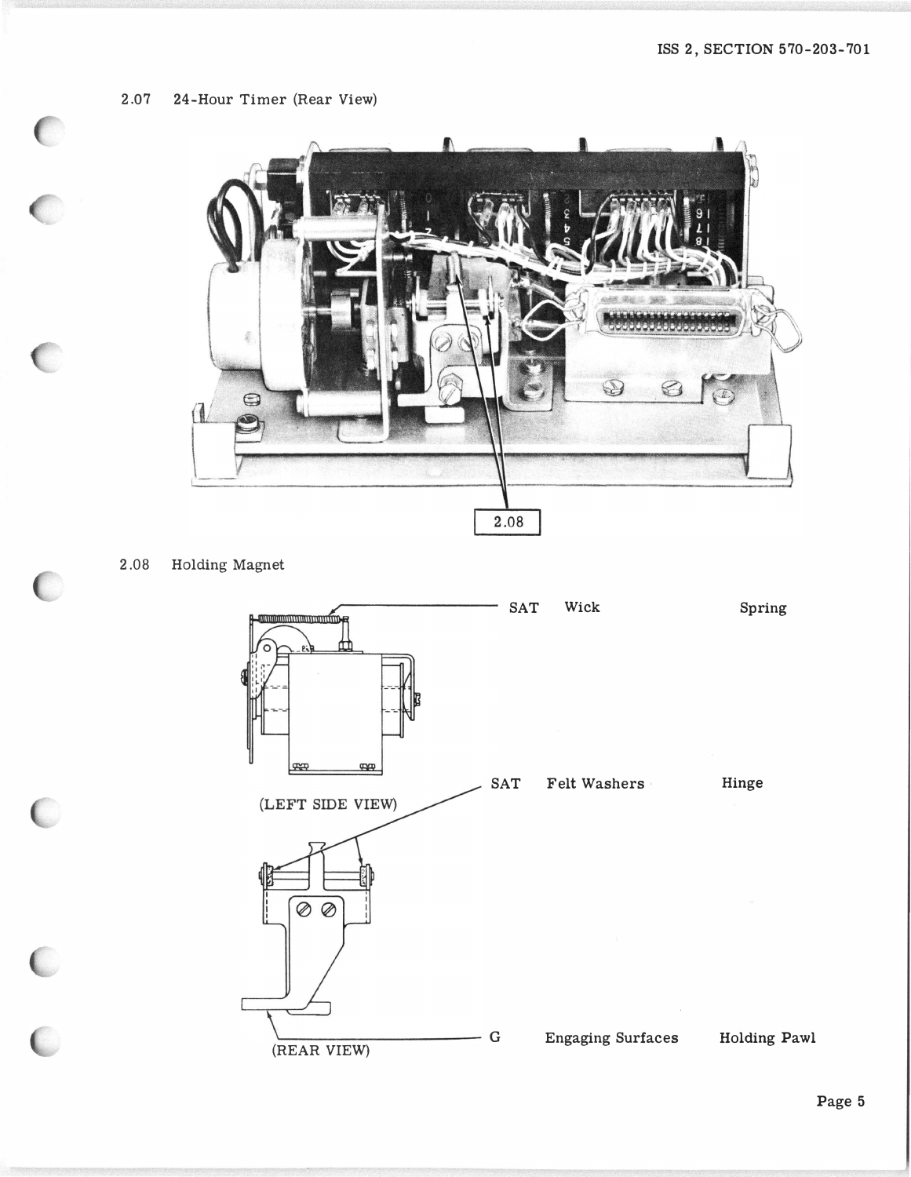2.07 24-Hour Timer (Rear View)

2.08

2.08 Holding Magnet

| | | |
|---|---|---|
| SAT | Wick | Spring |
| SAT | Felt Washers | Hinge |
| G | Engaging Surfaces | Holding Pawl |

(LEFT SIDE VIEW)

(REAR VIEW)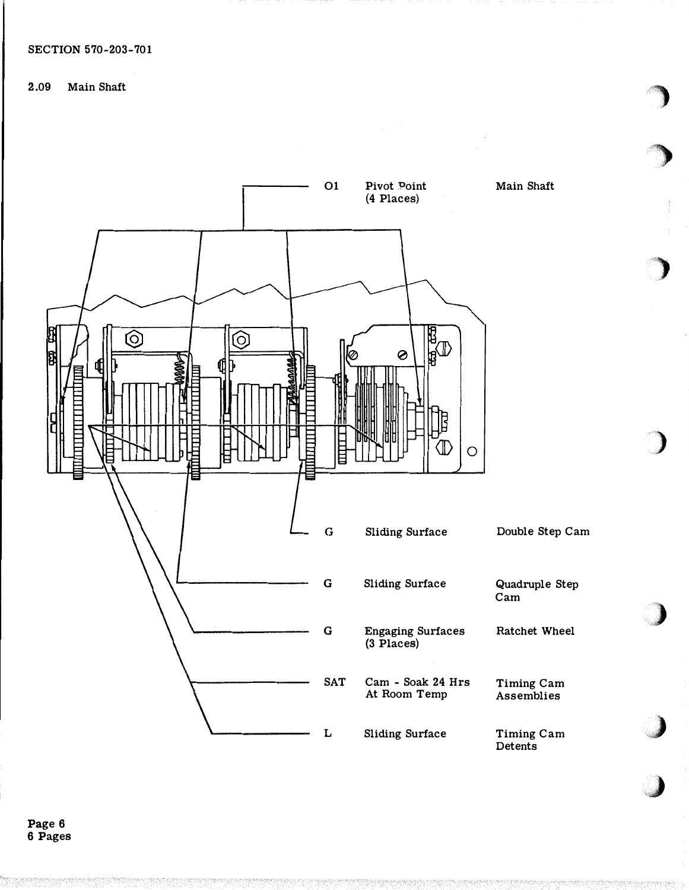SECTION 570-203-701

2.09 Main Shaft

O1 Pivot Point (4 Places) Main Shaft

G Sliding Surface Double Step Cam

G Sliding Surface Quadruple Step Cam

G Engaging Surfaces (3 Places) Ratchet Wheel

SAT Cam - Soak 24 Hrs At Room Temp Timing Cam Assemblies

L Sliding Surface Timing Cam Detents